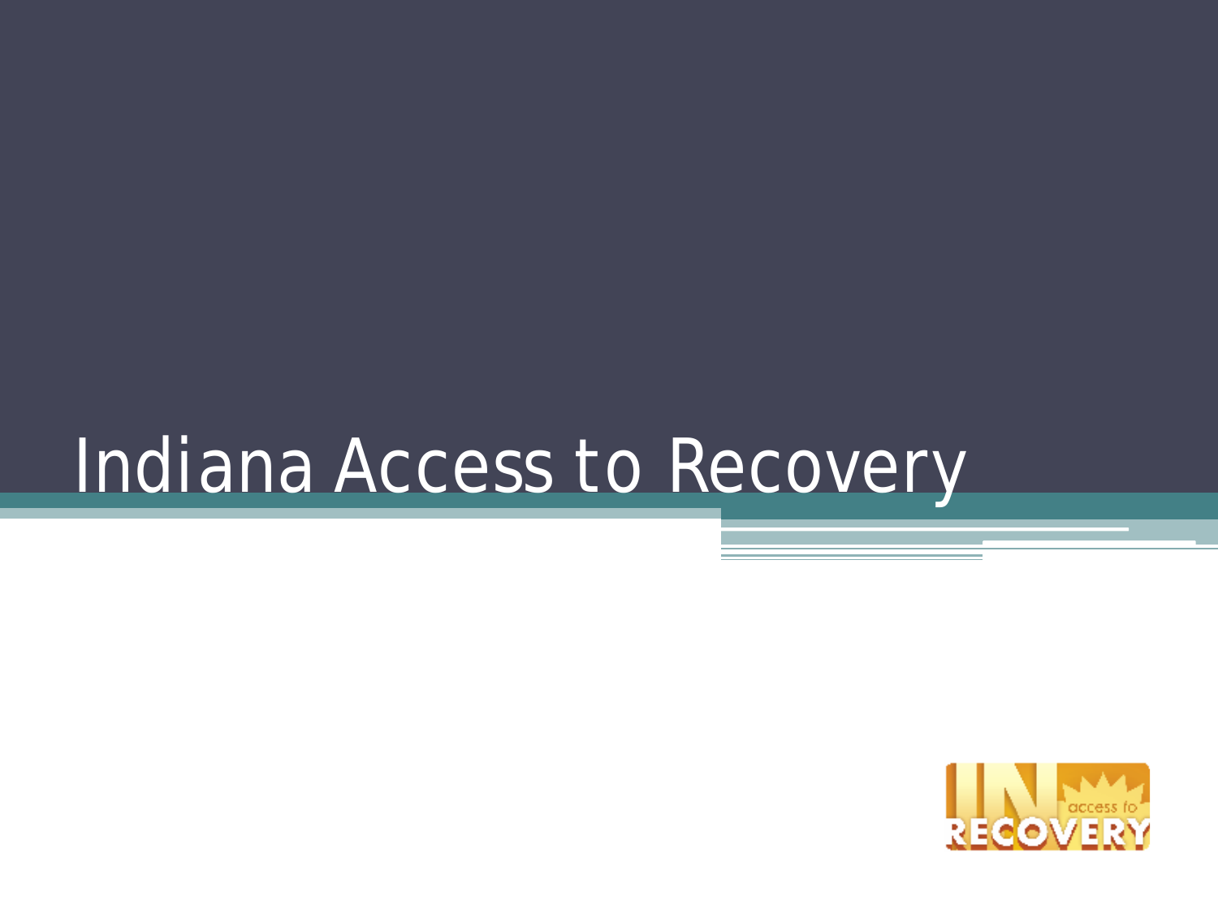# Indiana Access to Recovery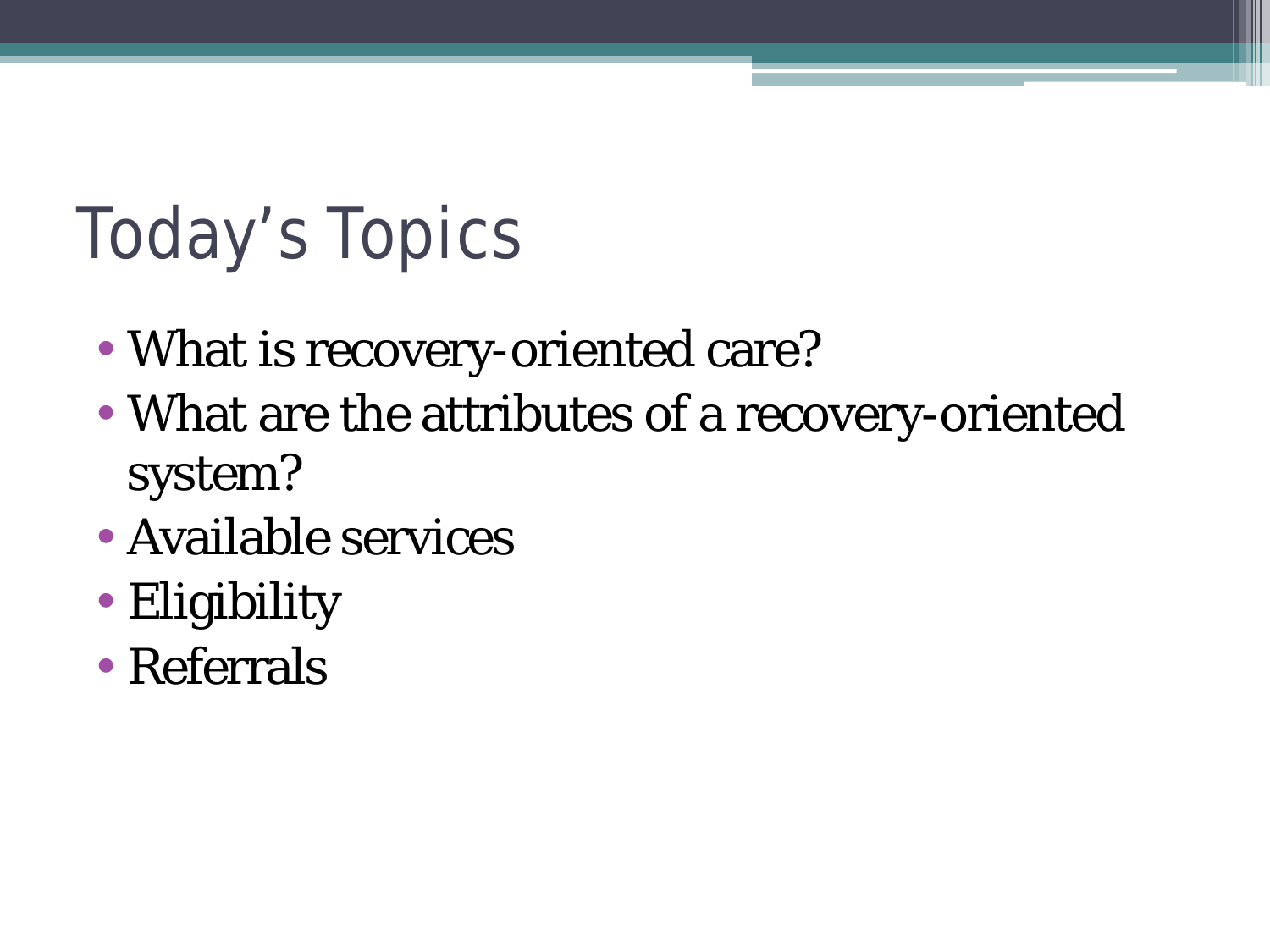# Today's Topics

- What is recovery-oriented care?
- What are the attributes of a recovery-oriented system?
- Available services
- Eligibility
- Referrals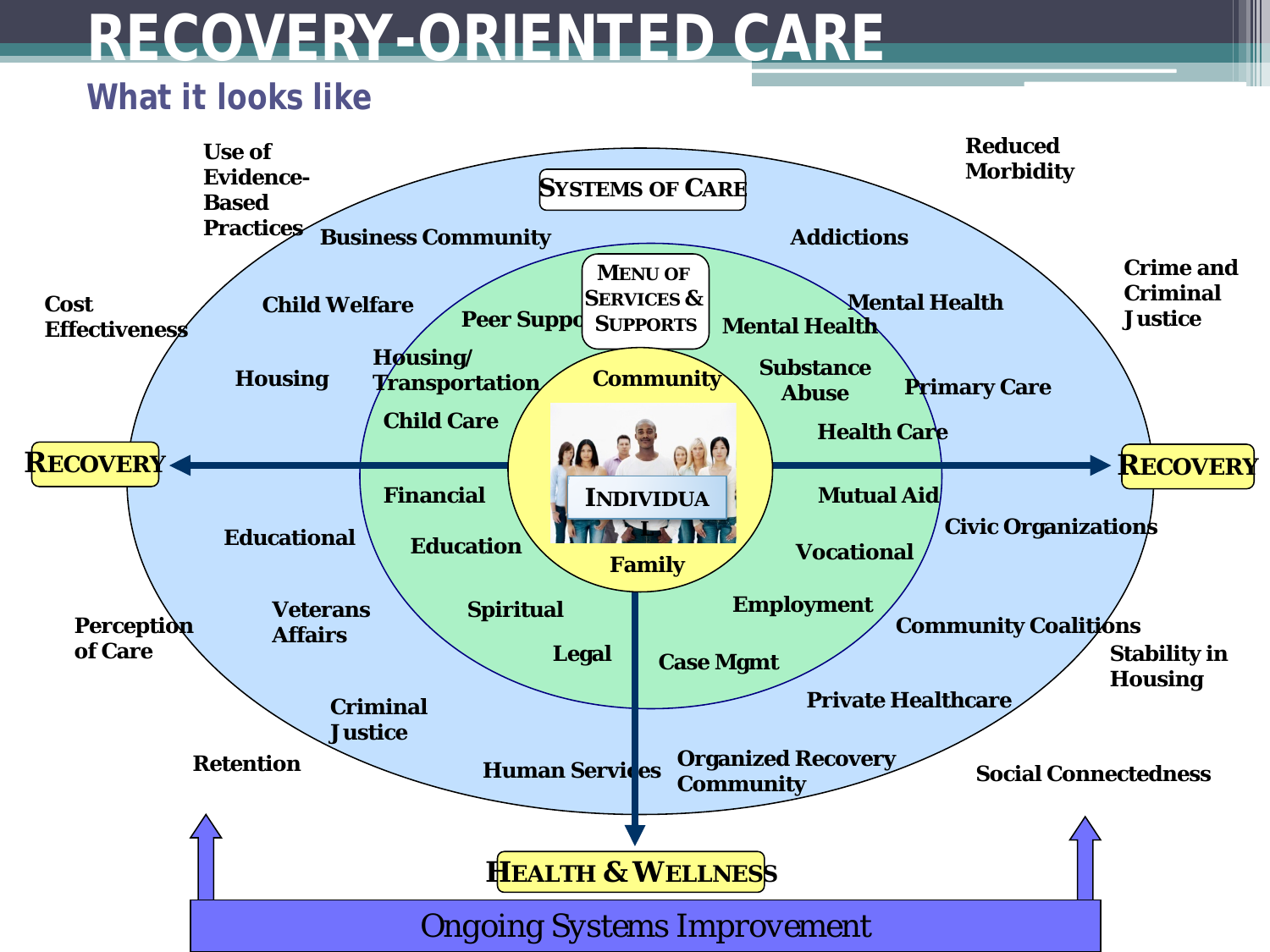# RECOVERY-ORIENTED CARE

## What it looks like

Use of Evidence-Based Practices

Reduced Morbidity

Cost Effectiveness

Crime and Criminal Justice

**SYSTEMS OF CARE**

Business Community

Addictions

Child Welfare

Mental Health

Housing

Primary Care

Educational

Civic Organizations

Veterans Affairs

Community Coalitions

Criminal Justice

Private Healthcare

Human Services

Organized Recovery Community

**MENU OF SERVICES & SUPPORTS**

Peer Support

Mental Health

Housing/ Transportation

Substance Abuse

Child Care

Health Care

Financial

Mutual Aid

Education

Vocational

Spiritual

Employment

Legal

Case Mgmt

Community

INDIVIDUAL

Family

RECOVERY

RECOVERY

HEALTH & WELLNESS

Perception of Care

Stability in Housing

Retention

Social Connectedness

Ongoing Systems Improvement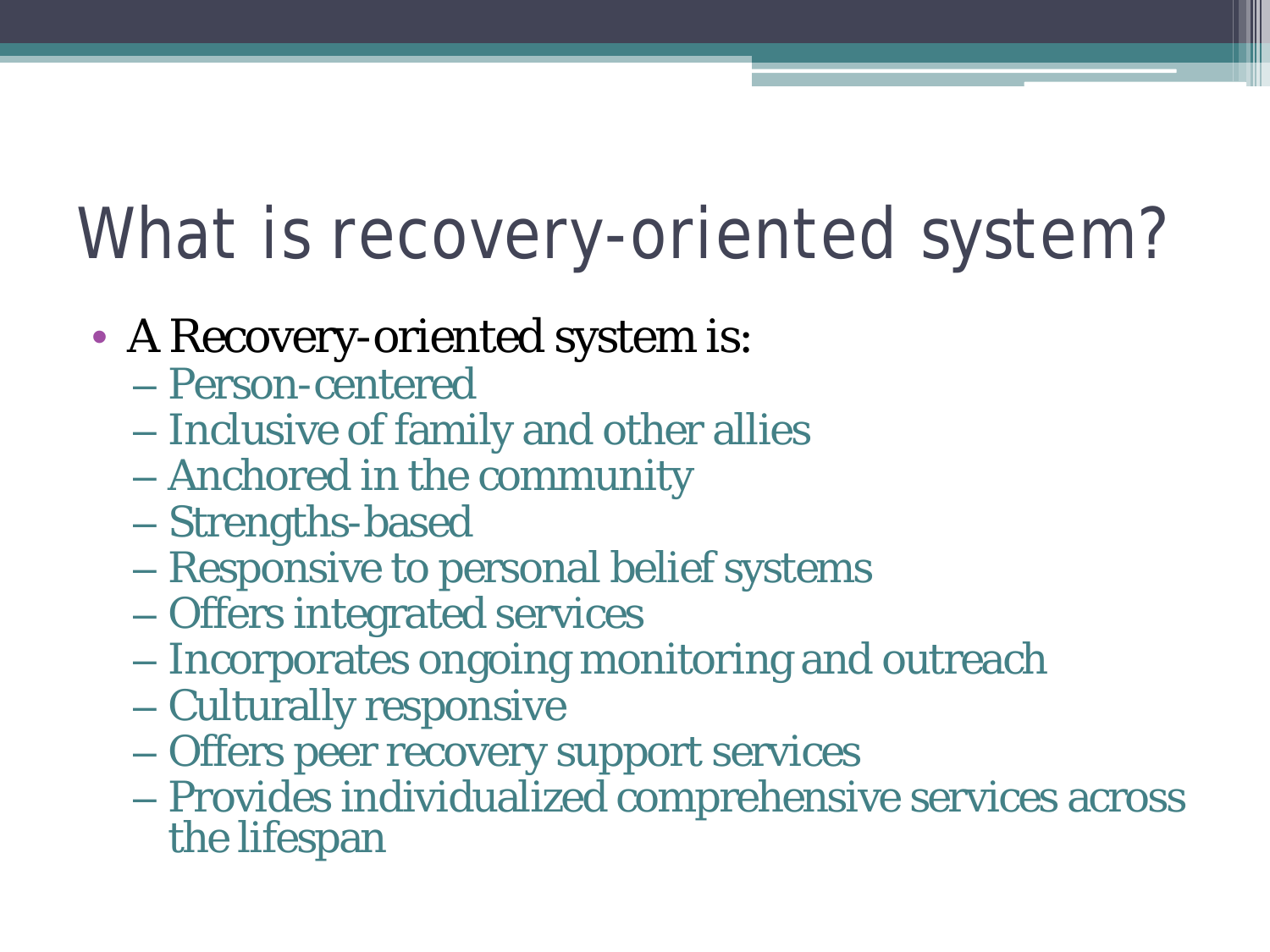# What is recovery-oriented system?

- A Recovery-oriented system is:
  - Person-centered
  - Inclusive of family and other allies
  - Anchored in the community
  - Strengths-based
  - Responsive to personal belief systems
  - Offers integrated services
  - Incorporates ongoing monitoring and outreach
  - Culturally responsive
  - Offers peer recovery support services
  - Provides individualized comprehensive services across the lifespan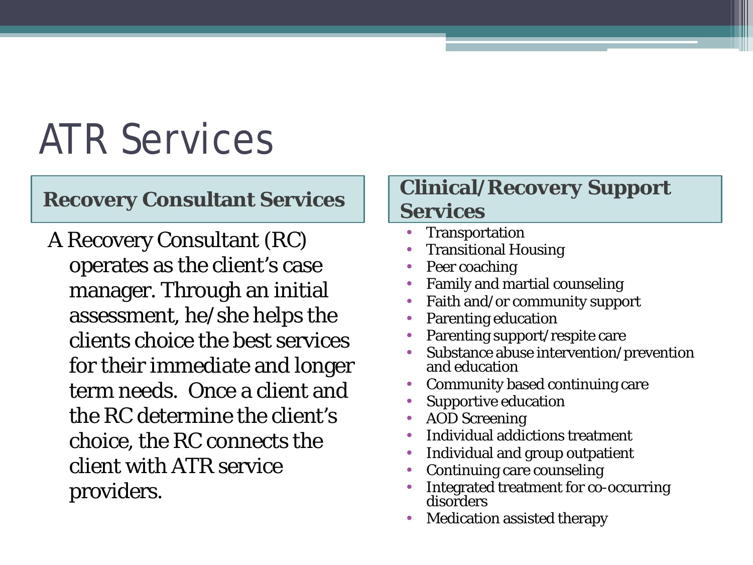# ATR Services

## Recovery Consultant Services

A Recovery Consultant (RC) operates as the client's case manager. Through an initial assessment, he/she helps the clients choice the best services for their immediate and longer term needs. Once a client and the RC determine the client's choice, the RC connects the client with ATR service providers.

## Clinical/Recovery Support Services

- Transportation
- Transitional Housing
- Peer coaching
- Family and martial counseling
- Faith and/or community support
- Parenting education
- Parenting support/respite care
- Substance abuse intervention/prevention and education
- Community based continuing care
- Supportive education
- AOD Screening
- Individual addictions treatment
- Individual and group outpatient
- Continuing care counseling
- Integrated treatment for co-occurring disorders
- Medication assisted therapy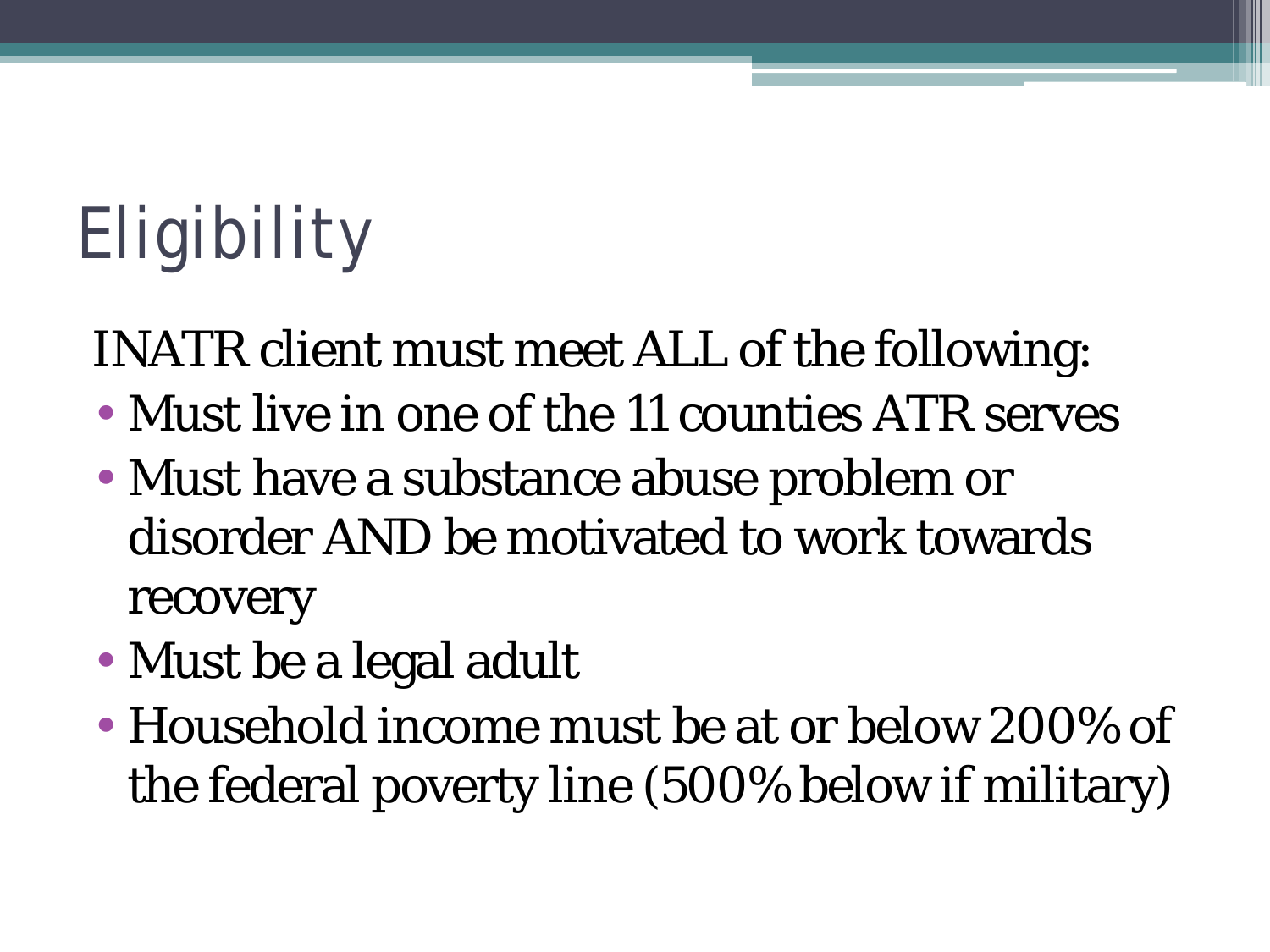# Eligibility

INATR client must meet ALL of the following:

- Must live in one of the 11 counties ATR serves
- Must have a substance abuse problem or disorder AND be motivated to work towards recovery
- Must be a legal adult
- Household income must be at or below 200% of the federal poverty line (500% below if military)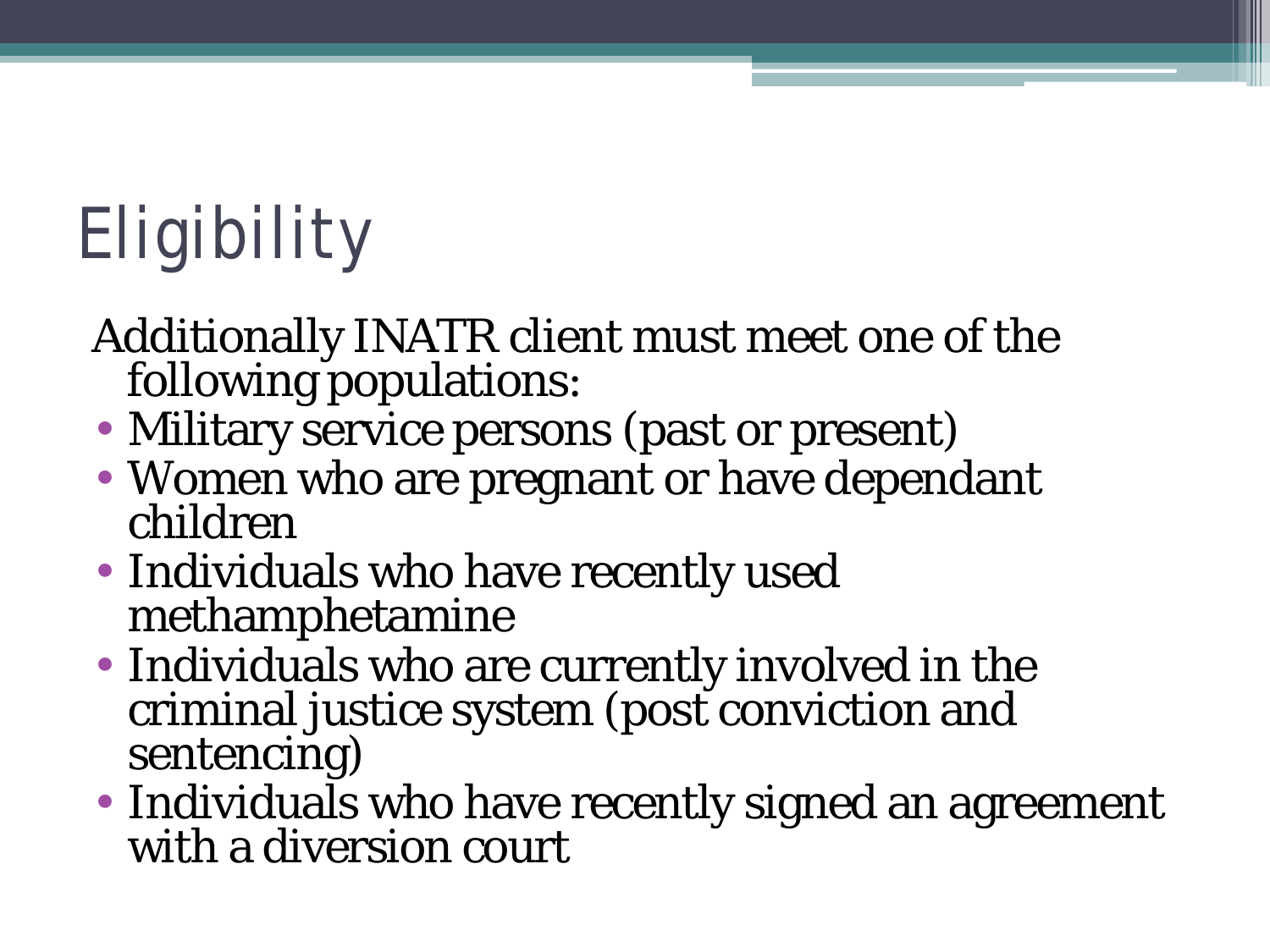# Eligibility

Additionally INATR client must meet one of the following populations:

- Military service persons (past or present)
- Women who are pregnant or have dependant children
- Individuals who have recently used methamphetamine
- Individuals who are currently involved in the criminal justice system (post conviction and sentencing)
- Individuals who have recently signed an agreement with a diversion court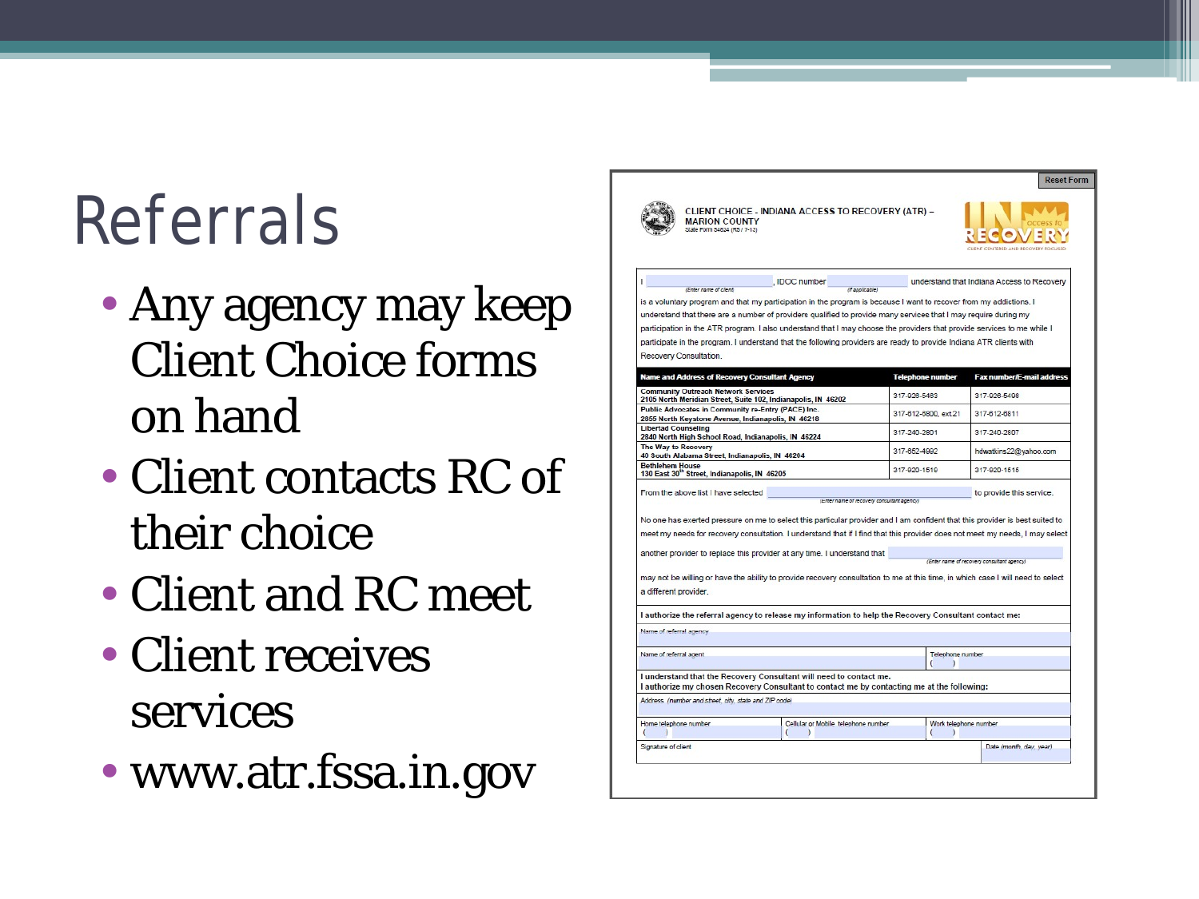# Referrals

- Any agency may keep Client Choice forms on hand
- Client contacts RC of their choice
- Client and RC meet
- Client receives services
- www.atr.fssa.in.gov

Reset Form

**CLIENT CHOICE - INDIANA ACCESS TO RECOVERY (ATR) – MARION COUNTY**
State Form 54824 (R5 / 7-13)

I ______________ (Enter name of client), IDOC number ______________ (if applicable) understand that Indiana Access to Recovery is a voluntary program and that my participation in the program is because I want to recover from my addictions. I understand that there are a number of providers qualified to provide many services that I may require during my participation in the ATR program. I also understand that I may choose the providers that provide services to me while I participate in the program. I understand that the following providers are ready to provide Indiana ATR clients with Recovery Consultation.

| Name and Address of Recovery Consultant Agency | Telephone number | Fax number/E-mail address |
| --- | --- | --- |
| Community Outreach Network Services<br>2105 North Meridian Street, Suite 102, Indianapolis, IN 46202 | 317-926-5463 | 317-926-5408 |
| Public Advocates in Community re-Entry (PACE) Inc.<br>2855 North Keystone Avenue, Indianapolis, IN 46218 | 317-612-6800, ext.21 | 317-612-6811 |
| Libertad Counseling<br>2840 North High School Road, Indianapolis, IN 46224 | 317-240-2801 | 317-240-2807 |
| The Way to Recovery<br>40 South Alabama Street, Indianapolis, IN 46204 | 317-652-4992 | hdwatkins22@yahoo.com |
| Bethlehem House<br>130 East 30th Street, Indianapolis, IN 46205 | 317-920-1519 | 317-920-1515 |

From the above list I have selected ______________ (Enter name of recovery consultant agency) to provide this service.

No one has exerted pressure on me to select this particular provider and I am confident that this provider is best suited to meet my needs for recovery consultation. I understand that if I find that this provider does not meet my needs, I may select another provider to replace this provider at any time. I understand that ______________ (Enter name of recovery consultant agency) may not be willing or have the ability to provide recovery consultation to me at this time, in which case I will need to select a different provider.

**I authorize the referral agency to release my information to help the Recovery Consultant contact me:**

Name of referral agency

Name of referral agent | Telephone number ( )

**I understand that the Recovery Consultant will need to contact me.**
**I authorize my chosen Recovery Consultant to contact me by contacting me at the following:**

Address (number and street, city, state and ZIP code)

Home telephone number ( ) | Cellular or Mobile telephone number ( ) | Work telephone number ( )

Signature of client | Date (month, day, year)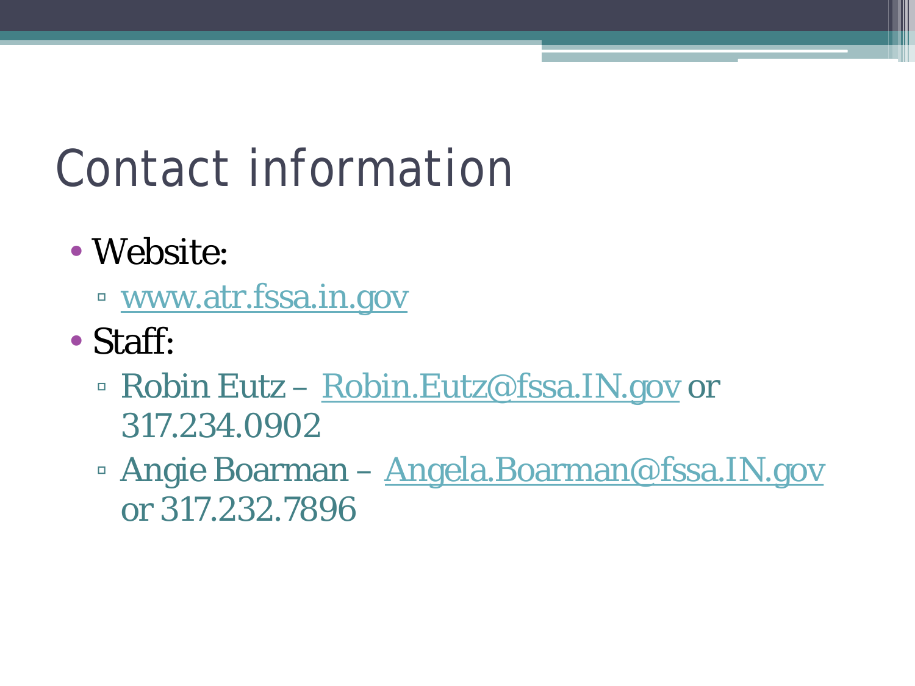# Contact information

- Website:
  - www.atr.fssa.in.gov
- Staff:
  - Robin Eutz – Robin.Eutz@fssa.IN.gov or 317.234.0902
  - Angie Boarman – Angela.Boarman@fssa.IN.gov or 317.232.7896